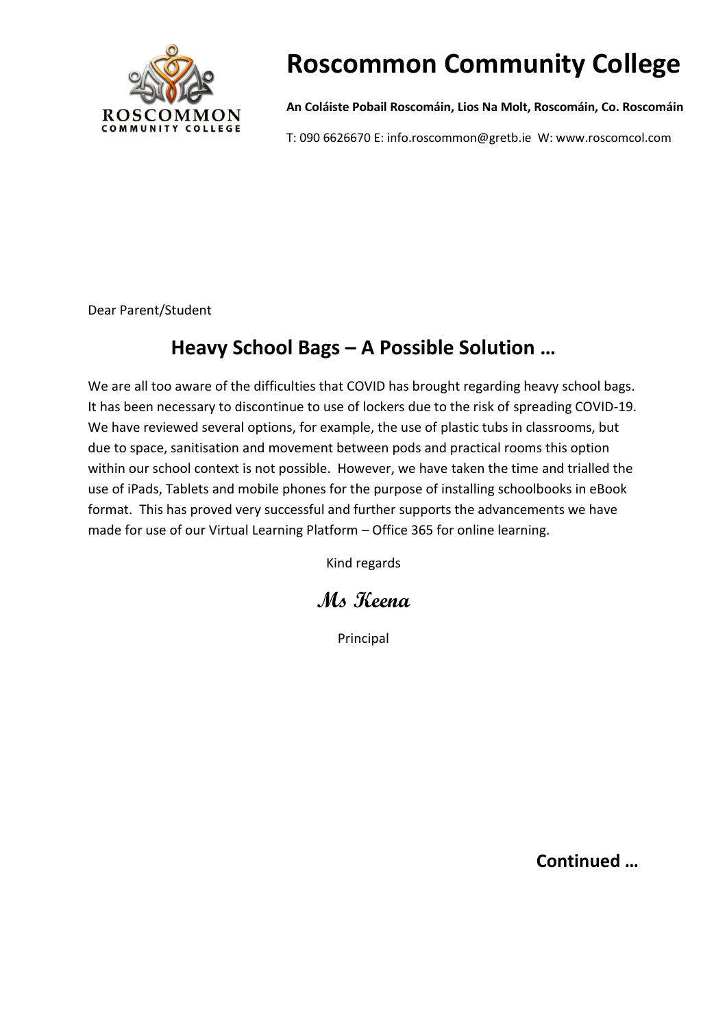# Roscommon Community College

**An Coláiste Pobail Roscomáin, Lios Na Molt, Roscomáin, Co. Roscomáin**

T: 090 6626670 E: info.roscommon@gretb.ie W: www.roscomcol.com

Dear Parent/Student

## Heavy School Bags – A Possible Solution …

We are all too aware of the difficulties that COVID has brought regarding heavy school bags. It has been necessary to discontinue to use of lockers due to the risk of spreading COVID-19. We have reviewed several options, for example, the use of plastic tubs in classrooms, but due to space, sanitisation and movement between pods and practical rooms this option within our school context is not possible. However, we have taken the time and trialled the use of iPads, Tablets and mobile phones for the purpose of installing schoolbooks in eBook format. This has proved very successful and further supports the advancements we have made for use of our Virtual Learning Platform – Office 365 for online learning.

Kind regards

**Ms Keena**

Principal

**Continued …**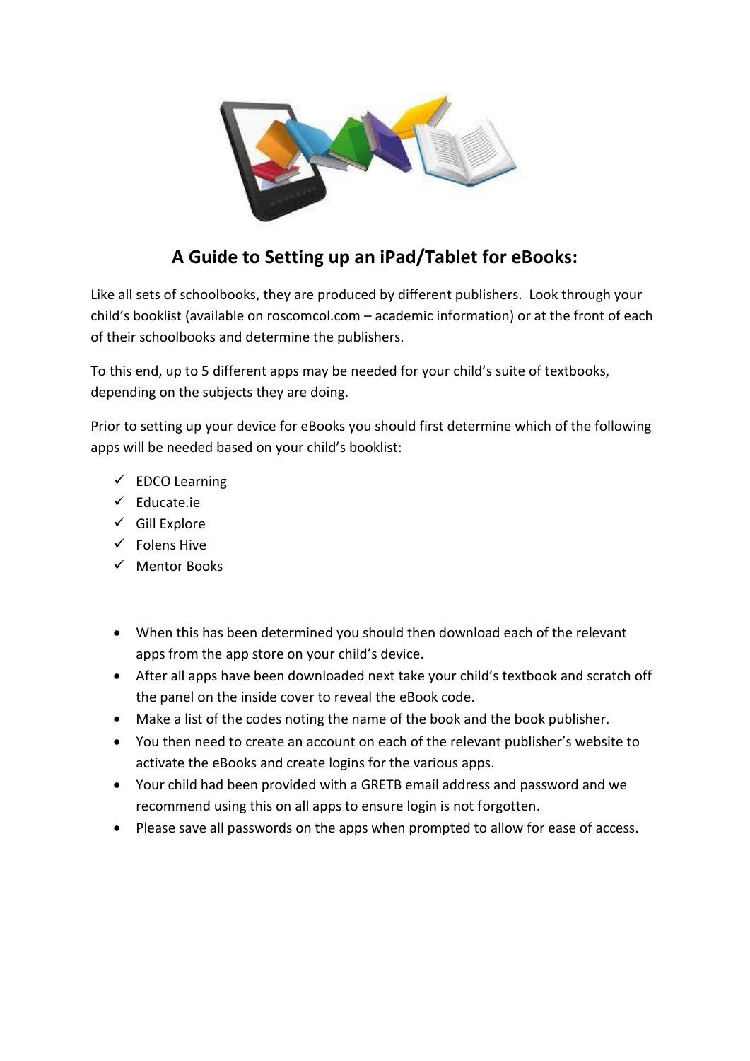## A Guide to Setting up an iPad/Tablet for eBooks:

Like all sets of schoolbooks, they are produced by different publishers. Look through your child's booklist (available on roscomcol.com – academic information) or at the front of each of their schoolbooks and determine the publishers.

To this end, up to 5 different apps may be needed for your child's suite of textbooks, depending on the subjects they are doing.

Prior to setting up your device for eBooks you should first determine which of the following apps will be needed based on your child's booklist:

- ✓ EDCO Learning
- ✓ Educate.ie
- ✓ Gill Explore
- ✓ Folens Hive
- ✓ Mentor Books

- When this has been determined you should then download each of the relevant apps from the app store on your child's device.
- After all apps have been downloaded next take your child's textbook and scratch off the panel on the inside cover to reveal the eBook code.
- Make a list of the codes noting the name of the book and the book publisher.
- You then need to create an account on each of the relevant publisher's website to activate the eBooks and create logins for the various apps.
- Your child had been provided with a GRETB email address and password and we recommend using this on all apps to ensure login is not forgotten.
- Please save all passwords on the apps when prompted to allow for ease of access.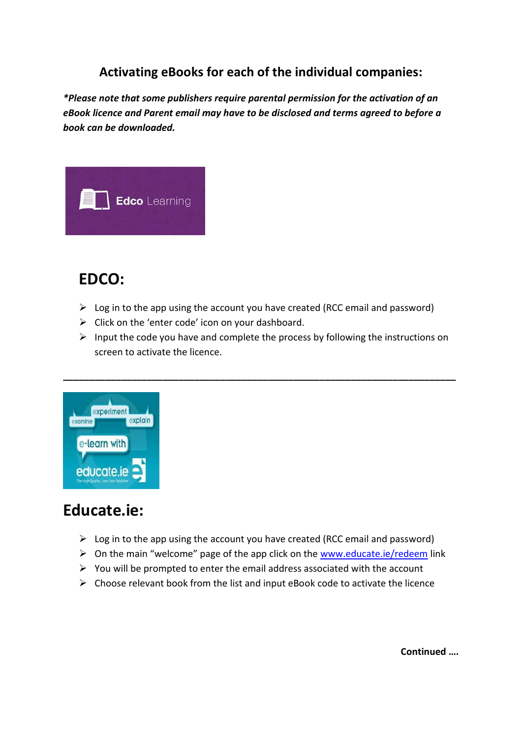# Activating eBooks for each of the individual companies:

***Please note that some publishers require parental permission for the activation of an eBook licence and Parent email may have to be disclosed and terms agreed to before a book can be downloaded.***

## EDCO:

- Log in to the app using the account you have created (RCC email and password)
- Click on the 'enter code' icon on your dashboard.
- Input the code you have and complete the process by following the instructions on screen to activate the licence.

---

## Educate.ie:

- Log in to the app using the account you have created (RCC email and password)
- On the main "welcome" page of the app click on the www.educate.ie/redeem link
- You will be prompted to enter the email address associated with the account
- Choose relevant book from the list and input eBook code to activate the licence

**Continued ….**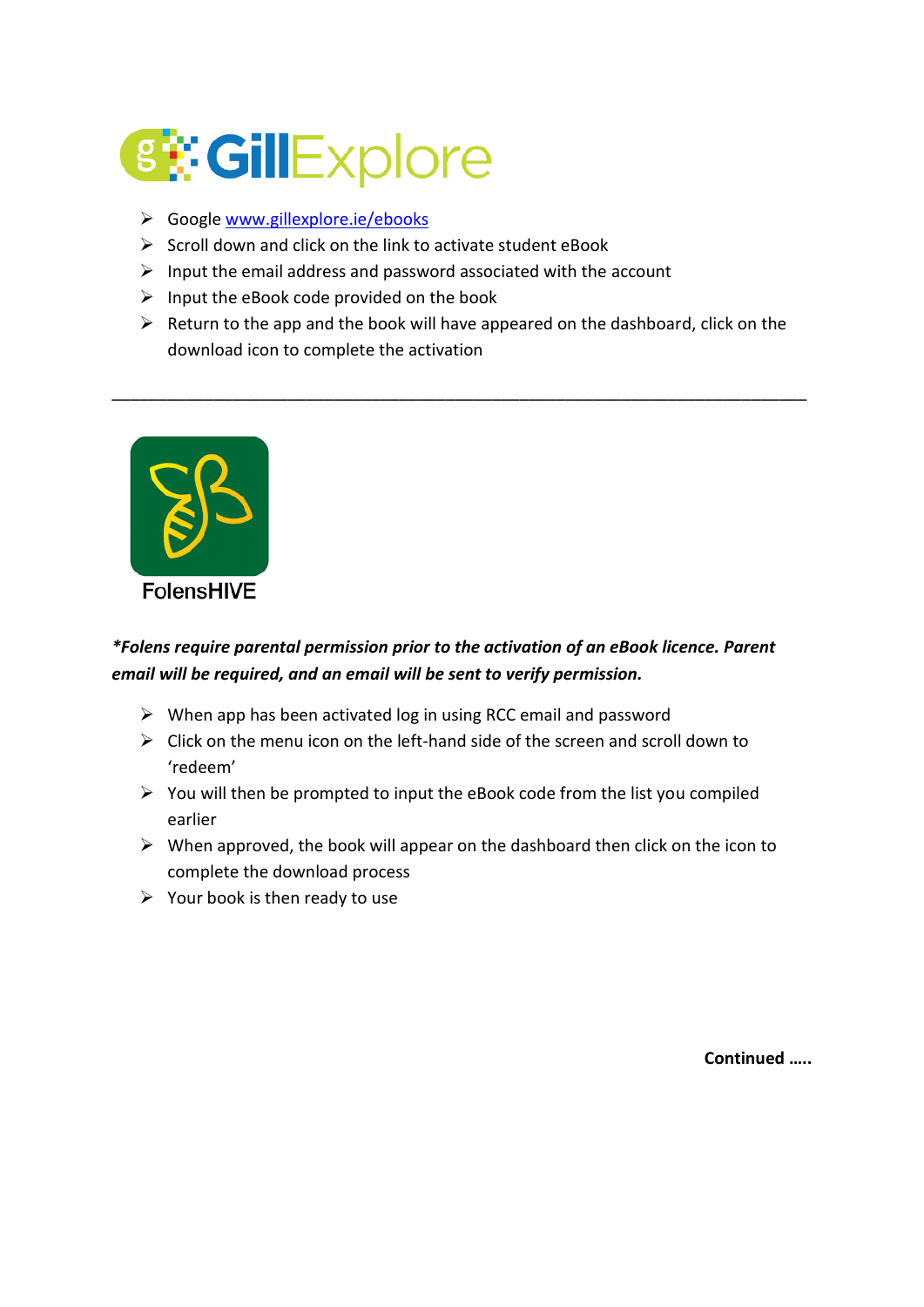## GillExplore

- Google www.gillexplore.ie/ebooks
- Scroll down and click on the link to activate student eBook
- Input the email address and password associated with the account
- Input the eBook code provided on the book
- Return to the app and the book will have appeared on the dashboard, click on the download icon to complete the activation

---

## FolensHIVE

***Folens require parental permission prior to the activation of an eBook licence. Parent email will be required, and an email will be sent to verify permission.***

- When app has been activated log in using RCC email and password
- Click on the menu icon on the left-hand side of the screen and scroll down to 'redeem'
- You will then be prompted to input the eBook code from the list you compiled earlier
- When approved, the book will appear on the dashboard then click on the icon to complete the download process
- Your book is then ready to use

**Continued …..**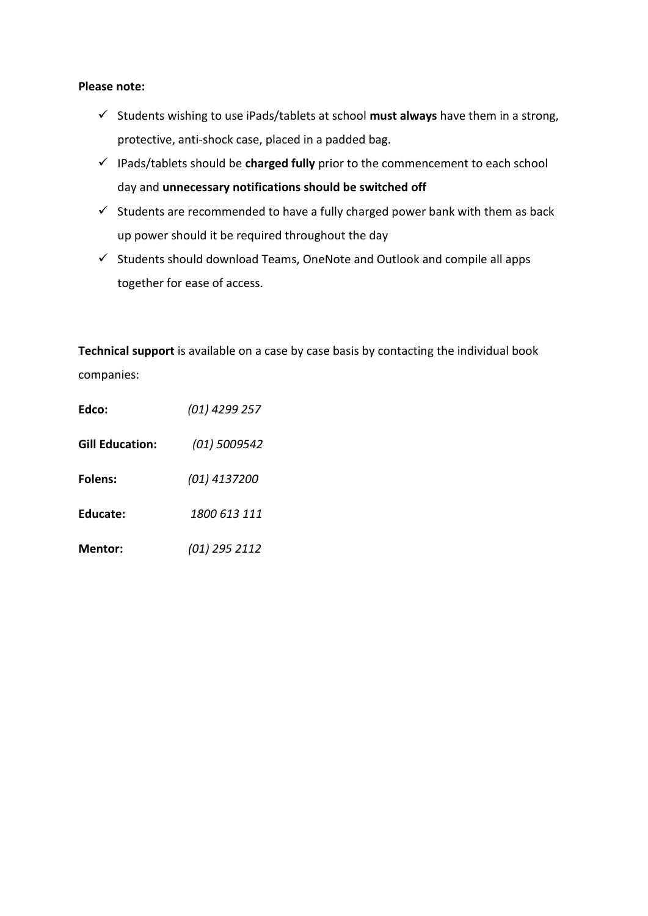**Please note:**

- ✓ Students wishing to use iPads/tablets at school **must always** have them in a strong, protective, anti-shock case, placed in a padded bag.
- ✓ IPads/tablets should be **charged fully** prior to the commencement to each school day and **unnecessary notifications should be switched off**
- ✓ Students are recommended to have a fully charged power bank with them as back up power should it be required throughout the day
- ✓ Students should download Teams, OneNote and Outlook and compile all apps together for ease of access.

**Technical support** is available on a case by case basis by contacting the individual book companies:

| | |
|---|---|
| **Edco:** | *(01) 4299 257* |
| **Gill Education:** | *(01) 5009542* |
| **Folens:** | *(01) 4137200* |
| **Educate:** | *1800 613 111* |
| **Mentor:** | *(01) 295 2112* |